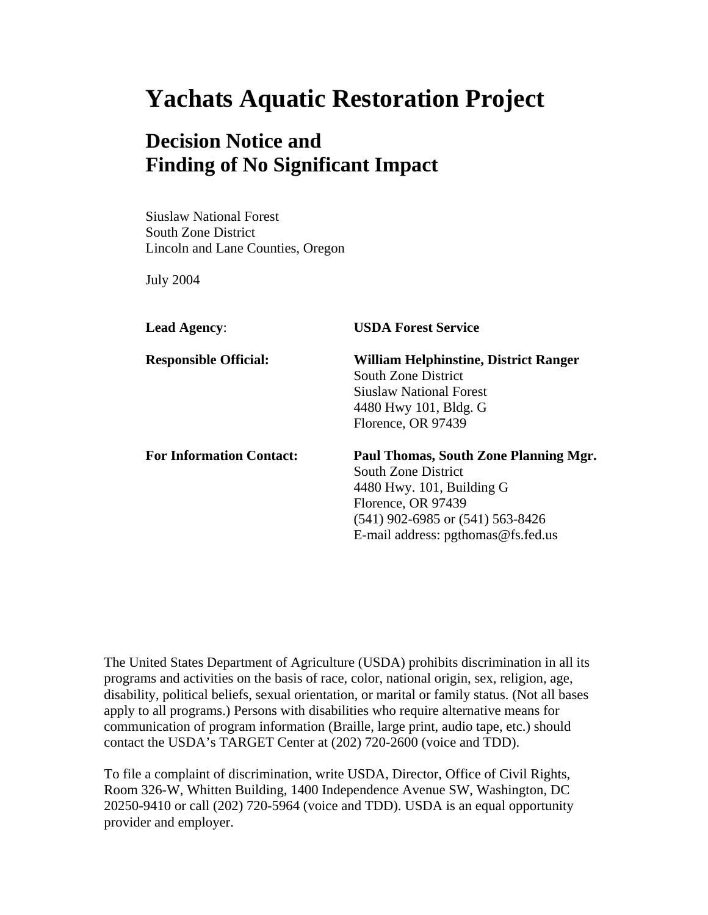# Yachats Aquatic Restoration Project

## Decision Notice and Finding of No Significant Impact

Siuslaw National Forest
South Zone District
Lincoln and Lane Counties, Oregon

July 2004

| | |
|---|---|
| **Lead Agency**: | **USDA Forest Service** |
| **Responsible Official:** | **William Helphinstine, District Ranger**<br>South Zone District<br>Siuslaw National Forest<br>4480 Hwy 101, Bldg. G<br>Florence, OR 97439 |
| **For Information Contact:** | **Paul Thomas, South Zone Planning Mgr.**<br>South Zone District<br>4480 Hwy. 101, Building G<br>Florence, OR 97439<br>(541) 902-6985 or (541) 563-8426<br>E-mail address: pgthomas@fs.fed.us |

The United States Department of Agriculture (USDA) prohibits discrimination in all its programs and activities on the basis of race, color, national origin, sex, religion, age, disability, political beliefs, sexual orientation, or marital or family status. (Not all bases apply to all programs.) Persons with disabilities who require alternative means for communication of program information (Braille, large print, audio tape, etc.) should contact the USDA's TARGET Center at (202) 720-2600 (voice and TDD).

To file a complaint of discrimination, write USDA, Director, Office of Civil Rights, Room 326-W, Whitten Building, 1400 Independence Avenue SW, Washington, DC 20250-9410 or call (202) 720-5964 (voice and TDD). USDA is an equal opportunity provider and employer.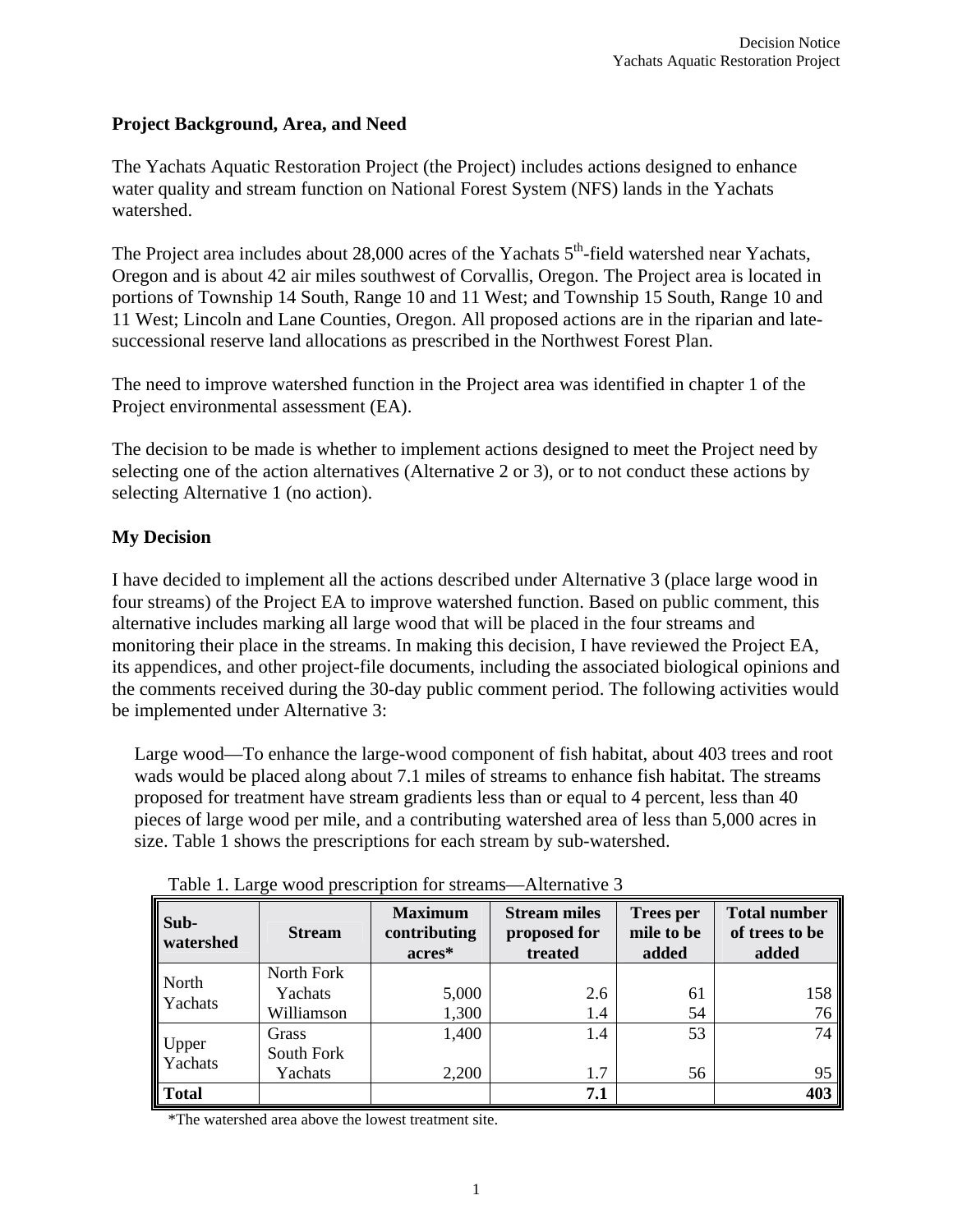**Project Background, Area, and Need**

The Yachats Aquatic Restoration Project (the Project) includes actions designed to enhance water quality and stream function on National Forest System (NFS) lands in the Yachats watershed.

The Project area includes about 28,000 acres of the Yachats 5th-field watershed near Yachats, Oregon and is about 42 air miles southwest of Corvallis, Oregon. The Project area is located in portions of Township 14 South, Range 10 and 11 West; and Township 15 South, Range 10 and 11 West; Lincoln and Lane Counties, Oregon. All proposed actions are in the riparian and late-successional reserve land allocations as prescribed in the Northwest Forest Plan.

The need to improve watershed function in the Project area was identified in chapter 1 of the Project environmental assessment (EA).

The decision to be made is whether to implement actions designed to meet the Project need by selecting one of the action alternatives (Alternative 2 or 3), or to not conduct these actions by selecting Alternative 1 (no action).

**My Decision**

I have decided to implement all the actions described under Alternative 3 (place large wood in four streams) of the Project EA to improve watershed function. Based on public comment, this alternative includes marking all large wood that will be placed in the four streams and monitoring their place in the streams. In making this decision, I have reviewed the Project EA, its appendices, and other project-file documents, including the associated biological opinions and the comments received during the 30-day public comment period. The following activities would be implemented under Alternative 3:

Large wood—To enhance the large-wood component of fish habitat, about 403 trees and root wads would be placed along about 7.1 miles of streams to enhance fish habitat. The streams proposed for treatment have stream gradients less than or equal to 4 percent, less than 40 pieces of large wood per mile, and a contributing watershed area of less than 5,000 acres in size. Table 1 shows the prescriptions for each stream by sub-watershed.

Table 1. Large wood prescription for streams—Alternative 3

| Sub-watershed | Stream | Maximum contributing acres* | Stream miles proposed for treated | Trees per mile to be added | Total number of trees to be added |
|---|---|---|---|---|---|
| North Yachats | North Fork Yachats | 5,000 | 2.6 | 61 | 158 |
| | Williamson | 1,300 | 1.4 | 54 | 76 |
| Upper Yachats | Grass | 1,400 | 1.4 | 53 | 74 |
| | South Fork Yachats | 2,200 | 1.7 | 56 | 95 |
| **Total** | | | **7.1** | | **403** |

*The watershed area above the lowest treatment site.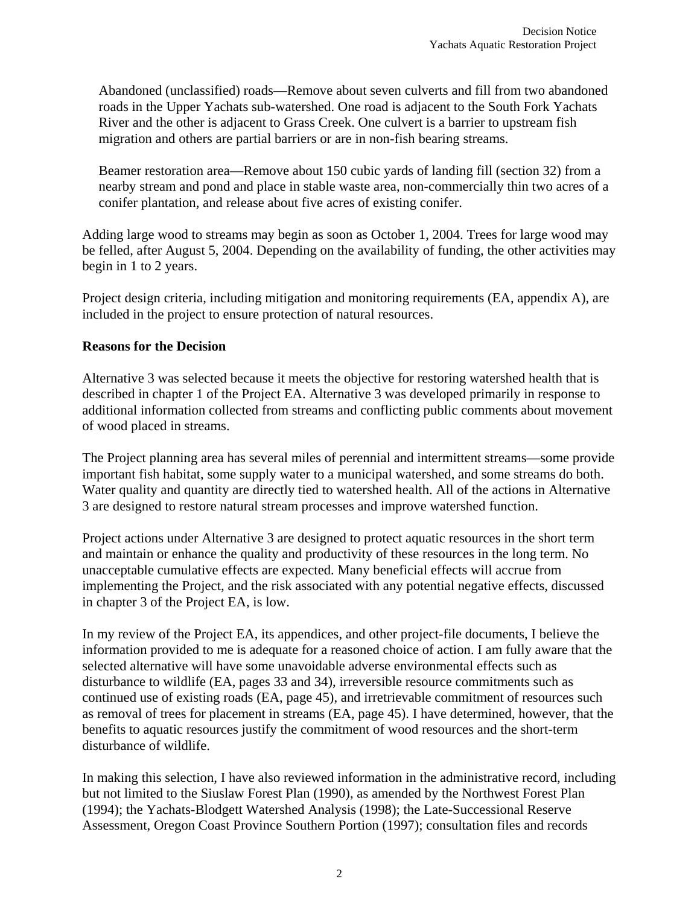Abandoned (unclassified) roads—Remove about seven culverts and fill from two abandoned roads in the Upper Yachats sub-watershed. One road is adjacent to the South Fork Yachats River and the other is adjacent to Grass Creek. One culvert is a barrier to upstream fish migration and others are partial barriers or are in non-fish bearing streams.

Beamer restoration area—Remove about 150 cubic yards of landing fill (section 32) from a nearby stream and pond and place in stable waste area, non-commercially thin two acres of a conifer plantation, and release about five acres of existing conifer.

Adding large wood to streams may begin as soon as October 1, 2004. Trees for large wood may be felled, after August 5, 2004. Depending on the availability of funding, the other activities may begin in 1 to 2 years.

Project design criteria, including mitigation and monitoring requirements (EA, appendix A), are included in the project to ensure protection of natural resources.

## Reasons for the Decision

Alternative 3 was selected because it meets the objective for restoring watershed health that is described in chapter 1 of the Project EA. Alternative 3 was developed primarily in response to additional information collected from streams and conflicting public comments about movement of wood placed in streams.

The Project planning area has several miles of perennial and intermittent streams—some provide important fish habitat, some supply water to a municipal watershed, and some streams do both. Water quality and quantity are directly tied to watershed health. All of the actions in Alternative 3 are designed to restore natural stream processes and improve watershed function.

Project actions under Alternative 3 are designed to protect aquatic resources in the short term and maintain or enhance the quality and productivity of these resources in the long term. No unacceptable cumulative effects are expected. Many beneficial effects will accrue from implementing the Project, and the risk associated with any potential negative effects, discussed in chapter 3 of the Project EA, is low.

In my review of the Project EA, its appendices, and other project-file documents, I believe the information provided to me is adequate for a reasoned choice of action. I am fully aware that the selected alternative will have some unavoidable adverse environmental effects such as disturbance to wildlife (EA, pages 33 and 34), irreversible resource commitments such as continued use of existing roads (EA, page 45), and irretrievable commitment of resources such as removal of trees for placement in streams (EA, page 45). I have determined, however, that the benefits to aquatic resources justify the commitment of wood resources and the short-term disturbance of wildlife.

In making this selection, I have also reviewed information in the administrative record, including but not limited to the Siuslaw Forest Plan (1990), as amended by the Northwest Forest Plan (1994); the Yachats-Blodgett Watershed Analysis (1998); the Late-Successional Reserve Assessment, Oregon Coast Province Southern Portion (1997); consultation files and records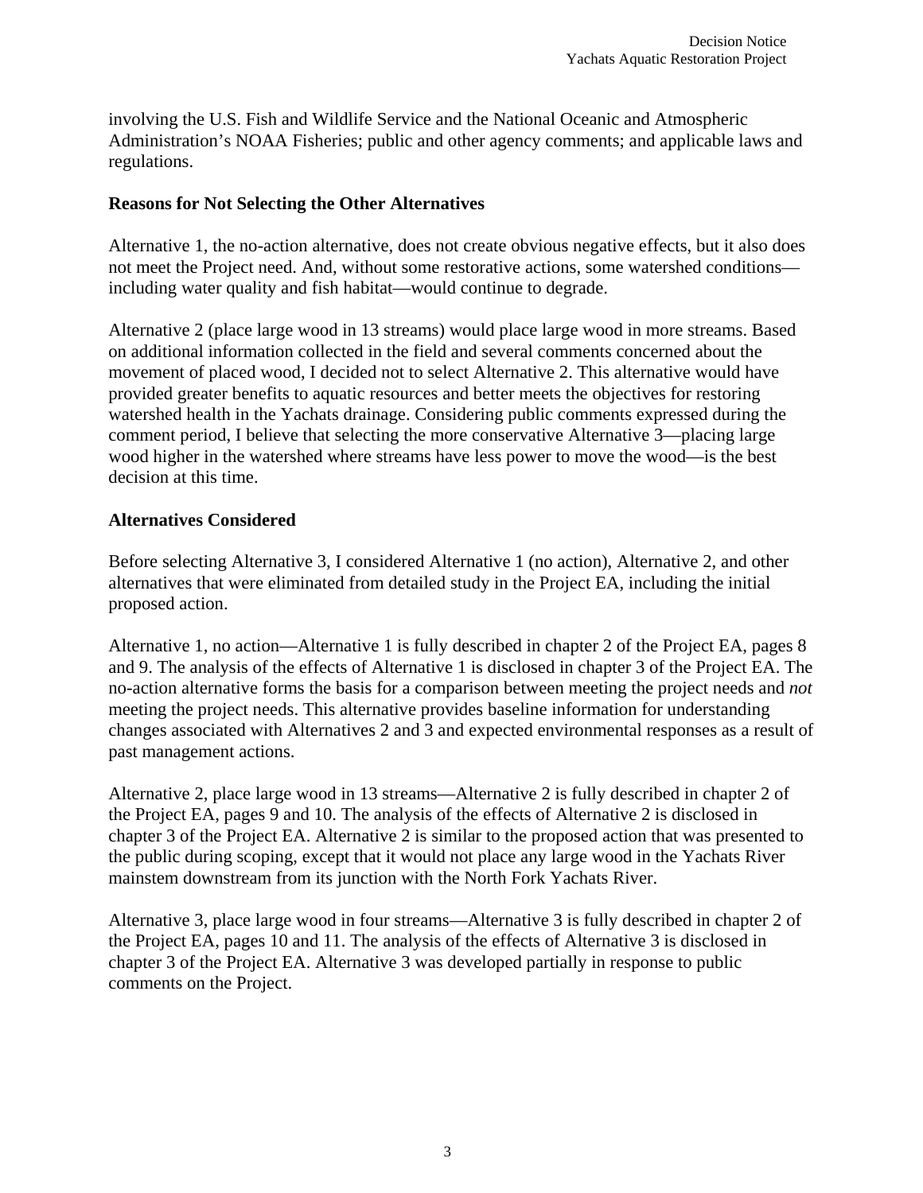involving the U.S. Fish and Wildlife Service and the National Oceanic and Atmospheric Administration's NOAA Fisheries; public and other agency comments; and applicable laws and regulations.

**Reasons for Not Selecting the Other Alternatives**

Alternative 1, the no-action alternative, does not create obvious negative effects, but it also does not meet the Project need. And, without some restorative actions, some watershed conditions—including water quality and fish habitat—would continue to degrade.

Alternative 2 (place large wood in 13 streams) would place large wood in more streams. Based on additional information collected in the field and several comments concerned about the movement of placed wood, I decided not to select Alternative 2. This alternative would have provided greater benefits to aquatic resources and better meets the objectives for restoring watershed health in the Yachats drainage. Considering public comments expressed during the comment period, I believe that selecting the more conservative Alternative 3—placing large wood higher in the watershed where streams have less power to move the wood—is the best decision at this time.

**Alternatives Considered**

Before selecting Alternative 3, I considered Alternative 1 (no action), Alternative 2, and other alternatives that were eliminated from detailed study in the Project EA, including the initial proposed action.

Alternative 1, no action—Alternative 1 is fully described in chapter 2 of the Project EA, pages 8 and 9. The analysis of the effects of Alternative 1 is disclosed in chapter 3 of the Project EA. The no-action alternative forms the basis for a comparison between meeting the project needs and *not* meeting the project needs. This alternative provides baseline information for understanding changes associated with Alternatives 2 and 3 and expected environmental responses as a result of past management actions.

Alternative 2, place large wood in 13 streams—Alternative 2 is fully described in chapter 2 of the Project EA, pages 9 and 10. The analysis of the effects of Alternative 2 is disclosed in chapter 3 of the Project EA. Alternative 2 is similar to the proposed action that was presented to the public during scoping, except that it would not place any large wood in the Yachats River mainstem downstream from its junction with the North Fork Yachats River.

Alternative 3, place large wood in four streams—Alternative 3 is fully described in chapter 2 of the Project EA, pages 10 and 11. The analysis of the effects of Alternative 3 is disclosed in chapter 3 of the Project EA. Alternative 3 was developed partially in response to public comments on the Project.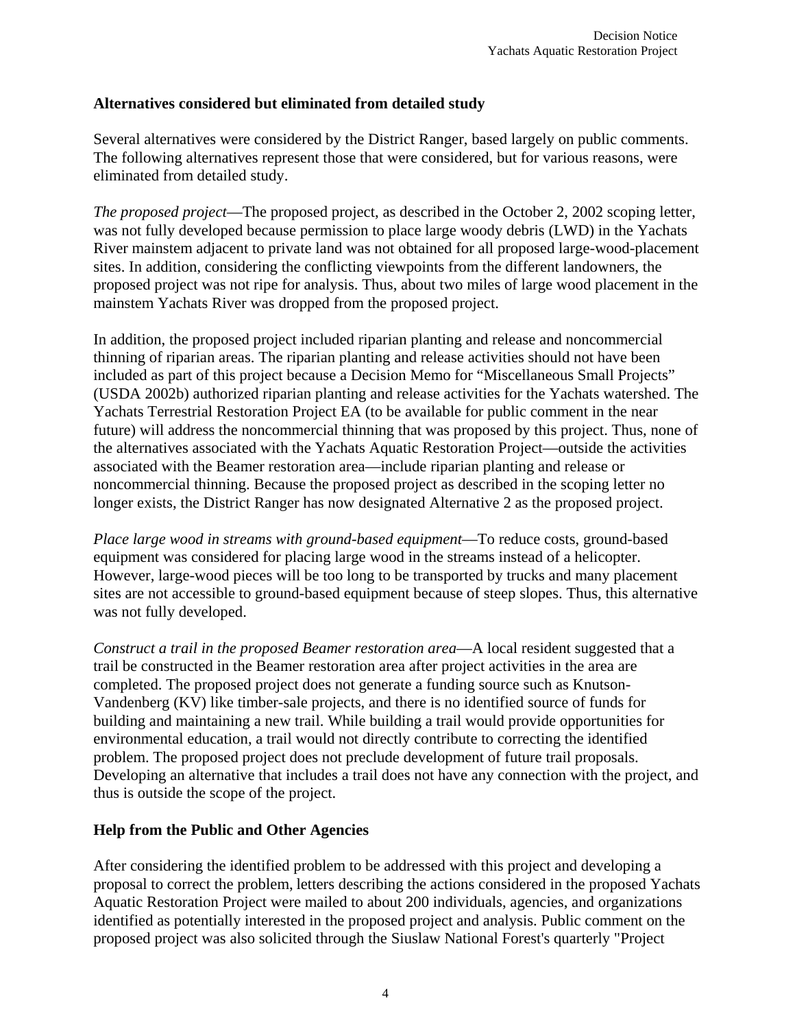### Alternatives considered but eliminated from detailed study

Several alternatives were considered by the District Ranger, based largely on public comments. The following alternatives represent those that were considered, but for various reasons, were eliminated from detailed study.

*The proposed project*—The proposed project, as described in the October 2, 2002 scoping letter, was not fully developed because permission to place large woody debris (LWD) in the Yachats River mainstem adjacent to private land was not obtained for all proposed large-wood-placement sites. In addition, considering the conflicting viewpoints from the different landowners, the proposed project was not ripe for analysis. Thus, about two miles of large wood placement in the mainstem Yachats River was dropped from the proposed project.

In addition, the proposed project included riparian planting and release and noncommercial thinning of riparian areas. The riparian planting and release activities should not have been included as part of this project because a Decision Memo for "Miscellaneous Small Projects" (USDA 2002b) authorized riparian planting and release activities for the Yachats watershed. The Yachats Terrestrial Restoration Project EA (to be available for public comment in the near future) will address the noncommercial thinning that was proposed by this project. Thus, none of the alternatives associated with the Yachats Aquatic Restoration Project—outside the activities associated with the Beamer restoration area—include riparian planting and release or noncommercial thinning. Because the proposed project as described in the scoping letter no longer exists, the District Ranger has now designated Alternative 2 as the proposed project.

*Place large wood in streams with ground-based equipment*—To reduce costs, ground-based equipment was considered for placing large wood in the streams instead of a helicopter. However, large-wood pieces will be too long to be transported by trucks and many placement sites are not accessible to ground-based equipment because of steep slopes. Thus, this alternative was not fully developed.

*Construct a trail in the proposed Beamer restoration area*—A local resident suggested that a trail be constructed in the Beamer restoration area after project activities in the area are completed. The proposed project does not generate a funding source such as Knutson-Vandenberg (KV) like timber-sale projects, and there is no identified source of funds for building and maintaining a new trail. While building a trail would provide opportunities for environmental education, a trail would not directly contribute to correcting the identified problem. The proposed project does not preclude development of future trail proposals. Developing an alternative that includes a trail does not have any connection with the project, and thus is outside the scope of the project.

### Help from the Public and Other Agencies

After considering the identified problem to be addressed with this project and developing a proposal to correct the problem, letters describing the actions considered in the proposed Yachats Aquatic Restoration Project were mailed to about 200 individuals, agencies, and organizations identified as potentially interested in the proposed project and analysis. Public comment on the proposed project was also solicited through the Siuslaw National Forest's quarterly "Project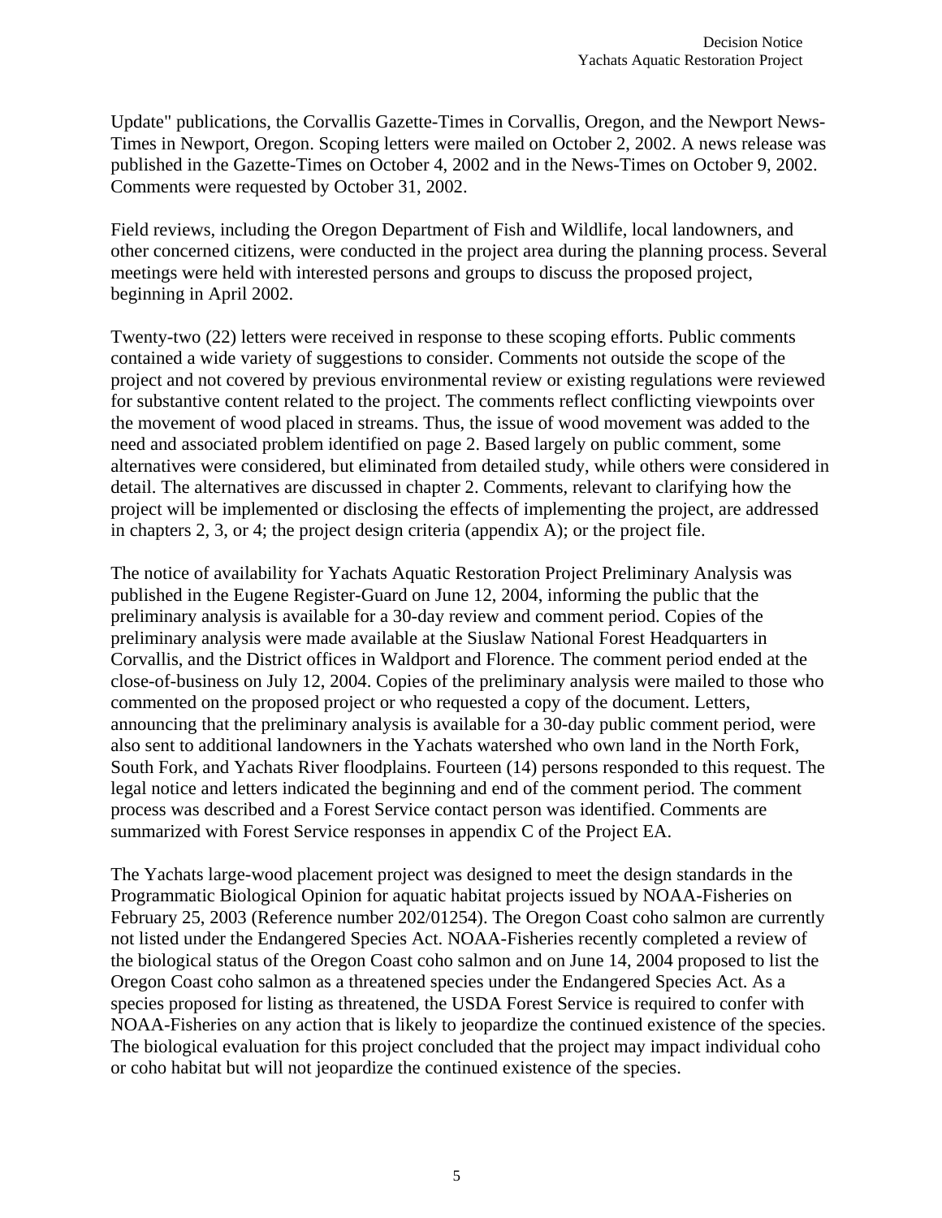Update" publications, the Corvallis Gazette-Times in Corvallis, Oregon, and the Newport News-Times in Newport, Oregon. Scoping letters were mailed on October 2, 2002. A news release was published in the Gazette-Times on October 4, 2002 and in the News-Times on October 9, 2002. Comments were requested by October 31, 2002.

Field reviews, including the Oregon Department of Fish and Wildlife, local landowners, and other concerned citizens, were conducted in the project area during the planning process. Several meetings were held with interested persons and groups to discuss the proposed project, beginning in April 2002.

Twenty-two (22) letters were received in response to these scoping efforts. Public comments contained a wide variety of suggestions to consider. Comments not outside the scope of the project and not covered by previous environmental review or existing regulations were reviewed for substantive content related to the project. The comments reflect conflicting viewpoints over the movement of wood placed in streams. Thus, the issue of wood movement was added to the need and associated problem identified on page 2. Based largely on public comment, some alternatives were considered, but eliminated from detailed study, while others were considered in detail. The alternatives are discussed in chapter 2. Comments, relevant to clarifying how the project will be implemented or disclosing the effects of implementing the project, are addressed in chapters 2, 3, or 4; the project design criteria (appendix A); or the project file.

The notice of availability for Yachats Aquatic Restoration Project Preliminary Analysis was published in the Eugene Register-Guard on June 12, 2004, informing the public that the preliminary analysis is available for a 30-day review and comment period. Copies of the preliminary analysis were made available at the Siuslaw National Forest Headquarters in Corvallis, and the District offices in Waldport and Florence. The comment period ended at the close-of-business on July 12, 2004. Copies of the preliminary analysis were mailed to those who commented on the proposed project or who requested a copy of the document. Letters, announcing that the preliminary analysis is available for a 30-day public comment period, were also sent to additional landowners in the Yachats watershed who own land in the North Fork, South Fork, and Yachats River floodplains. Fourteen (14) persons responded to this request. The legal notice and letters indicated the beginning and end of the comment period. The comment process was described and a Forest Service contact person was identified. Comments are summarized with Forest Service responses in appendix C of the Project EA.

The Yachats large-wood placement project was designed to meet the design standards in the Programmatic Biological Opinion for aquatic habitat projects issued by NOAA-Fisheries on February 25, 2003 (Reference number 202/01254). The Oregon Coast coho salmon are currently not listed under the Endangered Species Act. NOAA-Fisheries recently completed a review of the biological status of the Oregon Coast coho salmon and on June 14, 2004 proposed to list the Oregon Coast coho salmon as a threatened species under the Endangered Species Act. As a species proposed for listing as threatened, the USDA Forest Service is required to confer with NOAA-Fisheries on any action that is likely to jeopardize the continued existence of the species. The biological evaluation for this project concluded that the project may impact individual coho or coho habitat but will not jeopardize the continued existence of the species.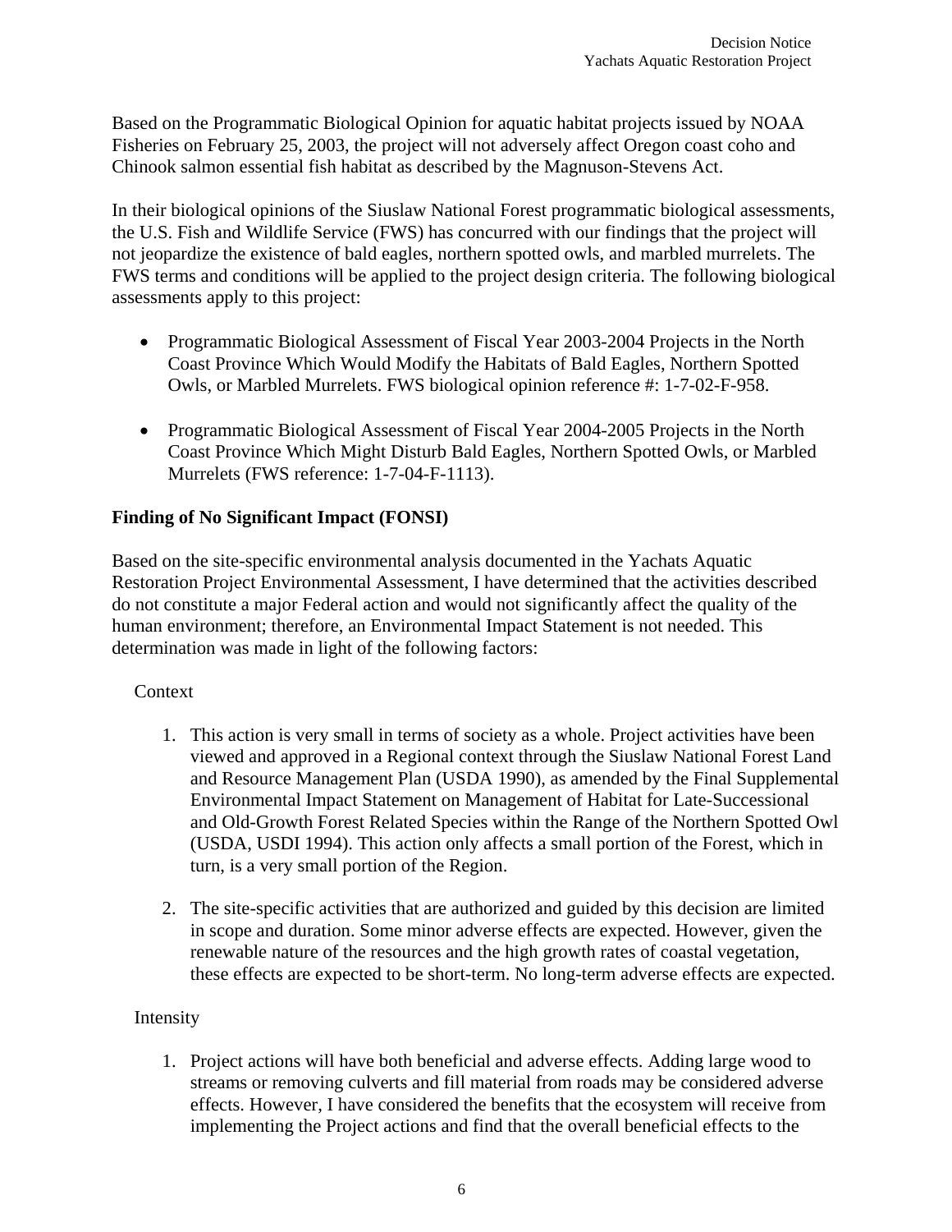Based on the Programmatic Biological Opinion for aquatic habitat projects issued by NOAA Fisheries on February 25, 2003, the project will not adversely affect Oregon coast coho and Chinook salmon essential fish habitat as described by the Magnuson-Stevens Act.

In their biological opinions of the Siuslaw National Forest programmatic biological assessments, the U.S. Fish and Wildlife Service (FWS) has concurred with our findings that the project will not jeopardize the existence of bald eagles, northern spotted owls, and marbled murrelets. The FWS terms and conditions will be applied to the project design criteria. The following biological assessments apply to this project:

- Programmatic Biological Assessment of Fiscal Year 2003-2004 Projects in the North Coast Province Which Would Modify the Habitats of Bald Eagles, Northern Spotted Owls, or Marbled Murrelets. FWS biological opinion reference #: 1-7-02-F-958.

- Programmatic Biological Assessment of Fiscal Year 2004-2005 Projects in the North Coast Province Which Might Disturb Bald Eagles, Northern Spotted Owls, or Marbled Murrelets (FWS reference: 1-7-04-F-1113).

**Finding of No Significant Impact (FONSI)**

Based on the site-specific environmental analysis documented in the Yachats Aquatic Restoration Project Environmental Assessment, I have determined that the activities described do not constitute a major Federal action and would not significantly affect the quality of the human environment; therefore, an Environmental Impact Statement is not needed. This determination was made in light of the following factors:

Context

1. This action is very small in terms of society as a whole. Project activities have been viewed and approved in a Regional context through the Siuslaw National Forest Land and Resource Management Plan (USDA 1990), as amended by the Final Supplemental Environmental Impact Statement on Management of Habitat for Late-Successional and Old-Growth Forest Related Species within the Range of the Northern Spotted Owl (USDA, USDI 1994). This action only affects a small portion of the Forest, which in turn, is a very small portion of the Region.

2. The site-specific activities that are authorized and guided by this decision are limited in scope and duration. Some minor adverse effects are expected. However, given the renewable nature of the resources and the high growth rates of coastal vegetation, these effects are expected to be short-term. No long-term adverse effects are expected.

Intensity

1. Project actions will have both beneficial and adverse effects. Adding large wood to streams or removing culverts and fill material from roads may be considered adverse effects. However, I have considered the benefits that the ecosystem will receive from implementing the Project actions and find that the overall beneficial effects to the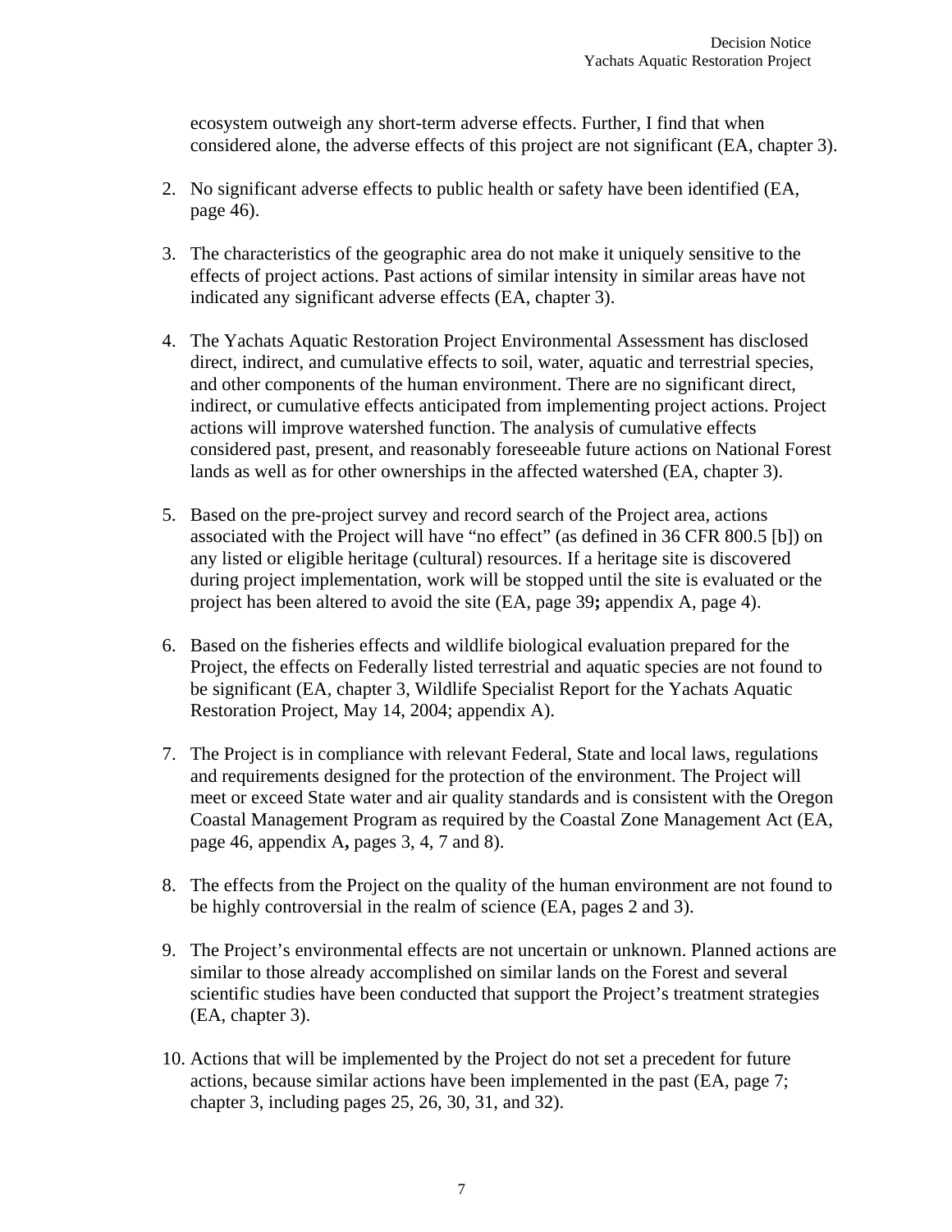ecosystem outweigh any short-term adverse effects. Further, I find that when considered alone, the adverse effects of this project are not significant (EA, chapter 3).

2. No significant adverse effects to public health or safety have been identified (EA, page 46).

3. The characteristics of the geographic area do not make it uniquely sensitive to the effects of project actions. Past actions of similar intensity in similar areas have not indicated any significant adverse effects (EA, chapter 3).

4. The Yachats Aquatic Restoration Project Environmental Assessment has disclosed direct, indirect, and cumulative effects to soil, water, aquatic and terrestrial species, and other components of the human environment. There are no significant direct, indirect, or cumulative effects anticipated from implementing project actions. Project actions will improve watershed function. The analysis of cumulative effects considered past, present, and reasonably foreseeable future actions on National Forest lands as well as for other ownerships in the affected watershed (EA, chapter 3).

5. Based on the pre-project survey and record search of the Project area, actions associated with the Project will have "no effect" (as defined in 36 CFR 800.5 [b]) on any listed or eligible heritage (cultural) resources. If a heritage site is discovered during project implementation, work will be stopped until the site is evaluated or the project has been altered to avoid the site (EA, page 39**;** appendix A, page 4).

6. Based on the fisheries effects and wildlife biological evaluation prepared for the Project, the effects on Federally listed terrestrial and aquatic species are not found to be significant (EA, chapter 3, Wildlife Specialist Report for the Yachats Aquatic Restoration Project, May 14, 2004; appendix A).

7. The Project is in compliance with relevant Federal, State and local laws, regulations and requirements designed for the protection of the environment. The Project will meet or exceed State water and air quality standards and is consistent with the Oregon Coastal Management Program as required by the Coastal Zone Management Act (EA, page 46, appendix A**,** pages 3, 4, 7 and 8).

8. The effects from the Project on the quality of the human environment are not found to be highly controversial in the realm of science (EA, pages 2 and 3).

9. The Project's environmental effects are not uncertain or unknown. Planned actions are similar to those already accomplished on similar lands on the Forest and several scientific studies have been conducted that support the Project's treatment strategies (EA, chapter 3).

10. Actions that will be implemented by the Project do not set a precedent for future actions, because similar actions have been implemented in the past (EA, page 7; chapter 3, including pages 25, 26, 30, 31, and 32).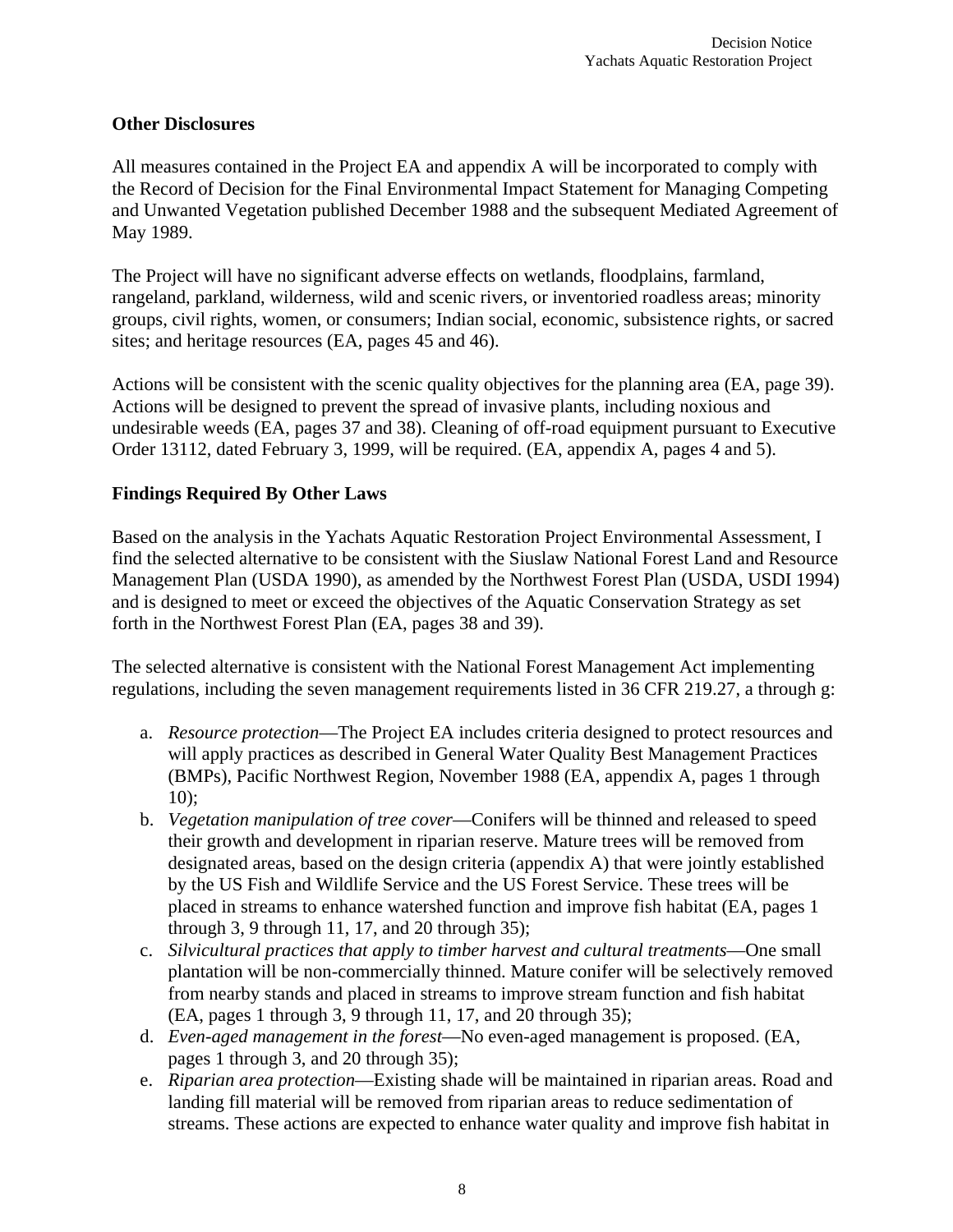## Other Disclosures

All measures contained in the Project EA and appendix A will be incorporated to comply with the Record of Decision for the Final Environmental Impact Statement for Managing Competing and Unwanted Vegetation published December 1988 and the subsequent Mediated Agreement of May 1989.

The Project will have no significant adverse effects on wetlands, floodplains, farmland, rangeland, parkland, wilderness, wild and scenic rivers, or inventoried roadless areas; minority groups, civil rights, women, or consumers; Indian social, economic, subsistence rights, or sacred sites; and heritage resources (EA, pages 45 and 46).

Actions will be consistent with the scenic quality objectives for the planning area (EA, page 39). Actions will be designed to prevent the spread of invasive plants, including noxious and undesirable weeds (EA, pages 37 and 38). Cleaning of off-road equipment pursuant to Executive Order 13112, dated February 3, 1999, will be required. (EA, appendix A, pages 4 and 5).

## Findings Required By Other Laws

Based on the analysis in the Yachats Aquatic Restoration Project Environmental Assessment, I find the selected alternative to be consistent with the Siuslaw National Forest Land and Resource Management Plan (USDA 1990), as amended by the Northwest Forest Plan (USDA, USDI 1994) and is designed to meet or exceed the objectives of the Aquatic Conservation Strategy as set forth in the Northwest Forest Plan (EA, pages 38 and 39).

The selected alternative is consistent with the National Forest Management Act implementing regulations, including the seven management requirements listed in 36 CFR 219.27, a through g:

a. *Resource protection*—The Project EA includes criteria designed to protect resources and will apply practices as described in General Water Quality Best Management Practices (BMPs), Pacific Northwest Region, November 1988 (EA, appendix A, pages 1 through 10);
b. *Vegetation manipulation of tree cover*—Conifers will be thinned and released to speed their growth and development in riparian reserve. Mature trees will be removed from designated areas, based on the design criteria (appendix A) that were jointly established by the US Fish and Wildlife Service and the US Forest Service. These trees will be placed in streams to enhance watershed function and improve fish habitat (EA, pages 1 through 3, 9 through 11, 17, and 20 through 35);
c. *Silvicultural practices that apply to timber harvest and cultural treatments*—One small plantation will be non-commercially thinned. Mature conifer will be selectively removed from nearby stands and placed in streams to improve stream function and fish habitat (EA, pages 1 through 3, 9 through 11, 17, and 20 through 35);
d. *Even-aged management in the forest*—No even-aged management is proposed. (EA, pages 1 through 3, and 20 through 35);
e. *Riparian area protection*—Existing shade will be maintained in riparian areas. Road and landing fill material will be removed from riparian areas to reduce sedimentation of streams. These actions are expected to enhance water quality and improve fish habitat in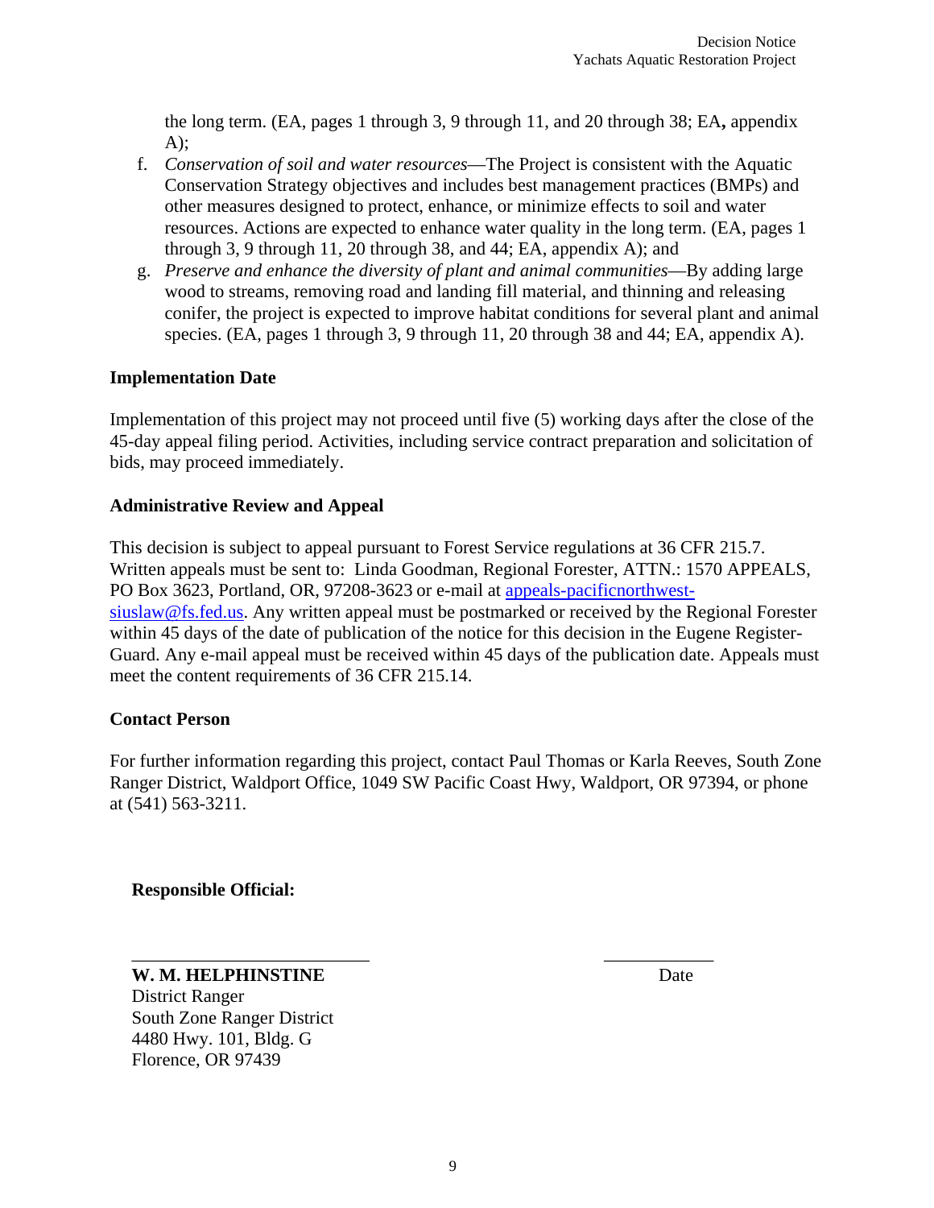the long term. (EA, pages 1 through 3, 9 through 11, and 20 through 38; EA, appendix A);

f. *Conservation of soil and water resources*—The Project is consistent with the Aquatic Conservation Strategy objectives and includes best management practices (BMPs) and other measures designed to protect, enhance, or minimize effects to soil and water resources. Actions are expected to enhance water quality in the long term. (EA, pages 1 through 3, 9 through 11, 20 through 38, and 44; EA, appendix A); and

g. *Preserve and enhance the diversity of plant and animal communities*—By adding large wood to streams, removing road and landing fill material, and thinning and releasing conifer, the project is expected to improve habitat conditions for several plant and animal species. (EA, pages 1 through 3, 9 through 11, 20 through 38 and 44; EA, appendix A).

**Implementation Date**

Implementation of this project may not proceed until five (5) working days after the close of the 45-day appeal filing period. Activities, including service contract preparation and solicitation of bids, may proceed immediately.

**Administrative Review and Appeal**

This decision is subject to appeal pursuant to Forest Service regulations at 36 CFR 215.7. Written appeals must be sent to: Linda Goodman, Regional Forester, ATTN.: 1570 APPEALS, PO Box 3623, Portland, OR, 97208-3623 or e-mail at appeals-pacificnorthwest-siuslaw@fs.fed.us. Any written appeal must be postmarked or received by the Regional Forester within 45 days of the date of publication of the notice for this decision in the Eugene Register-Guard. Any e-mail appeal must be received within 45 days of the publication date. Appeals must meet the content requirements of 36 CFR 215.14.

**Contact Person**

For further information regarding this project, contact Paul Thomas or Karla Reeves, South Zone Ranger District, Waldport Office, 1049 SW Pacific Coast Hwy, Waldport, OR 97394, or phone at (541) 563-3211.

**Responsible Official:**

\_\_\_\_\_\_\_\_\_\_\_\_\_\_\_\_\_\_\_\_\_\_\_\_\_\_ \_\_\_\_\_\_\_\_\_\_\_\_

**W. M. HELPHINSTINE** Date
District Ranger
South Zone Ranger District
4480 Hwy. 101, Bldg. G
Florence, OR 97439